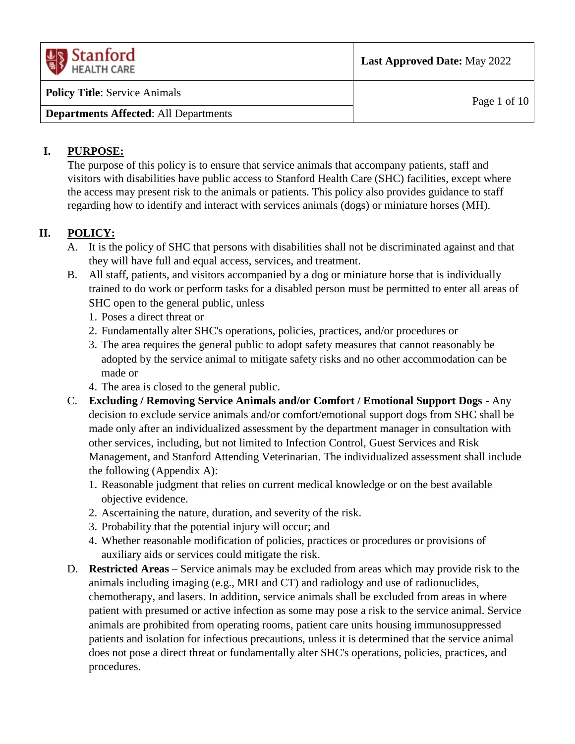| Stanford HEALTH CARE | **Last Approved Date:** May 2022 |
|---|---|
| **Policy Title**: Service Animals | |
| **Departments Affected**: All Departments | |

## I. PURPOSE:

The purpose of this policy is to ensure that service animals that accompany patients, staff and visitors with disabilities have public access to Stanford Health Care (SHC) facilities, except where the access may present risk to the animals or patients. This policy also provides guidance to staff regarding how to identify and interact with services animals (dogs) or miniature horses (MH).

## II. POLICY:

A. It is the policy of SHC that persons with disabilities shall not be discriminated against and that they will have full and equal access, services, and treatment.

B. All staff, patients, and visitors accompanied by a dog or miniature horse that is individually trained to do work or perform tasks for a disabled person must be permitted to enter all areas of SHC open to the general public, unless
   1. Poses a direct threat or
   2. Fundamentally alter SHC's operations, policies, practices, and/or procedures or
   3. The area requires the general public to adopt safety measures that cannot reasonably be adopted by the service animal to mitigate safety risks and no other accommodation can be made or
   4. The area is closed to the general public.

C. **Excluding / Removing Service Animals and/or Comfort / Emotional Support Dogs** - Any decision to exclude service animals and/or comfort/emotional support dogs from SHC shall be made only after an individualized assessment by the department manager in consultation with other services, including, but not limited to Infection Control, Guest Services and Risk Management, and Stanford Attending Veterinarian. The individualized assessment shall include the following (Appendix A):
   1. Reasonable judgment that relies on current medical knowledge or on the best available objective evidence.
   2. Ascertaining the nature, duration, and severity of the risk.
   3. Probability that the potential injury will occur; and
   4. Whether reasonable modification of policies, practices or procedures or provisions of auxiliary aids or services could mitigate the risk.

D. **Restricted Areas** – Service animals may be excluded from areas which may provide risk to the animals including imaging (e.g., MRI and CT) and radiology and use of radionuclides, chemotherapy, and lasers. In addition, service animals shall be excluded from areas in where patient with presumed or active infection as some may pose a risk to the service animal. Service animals are prohibited from operating rooms, patient care units housing immunosuppressed patients and isolation for infectious precautions, unless it is determined that the service animal does not pose a direct threat or fundamentally alter SHC's operations, policies, practices, and procedures.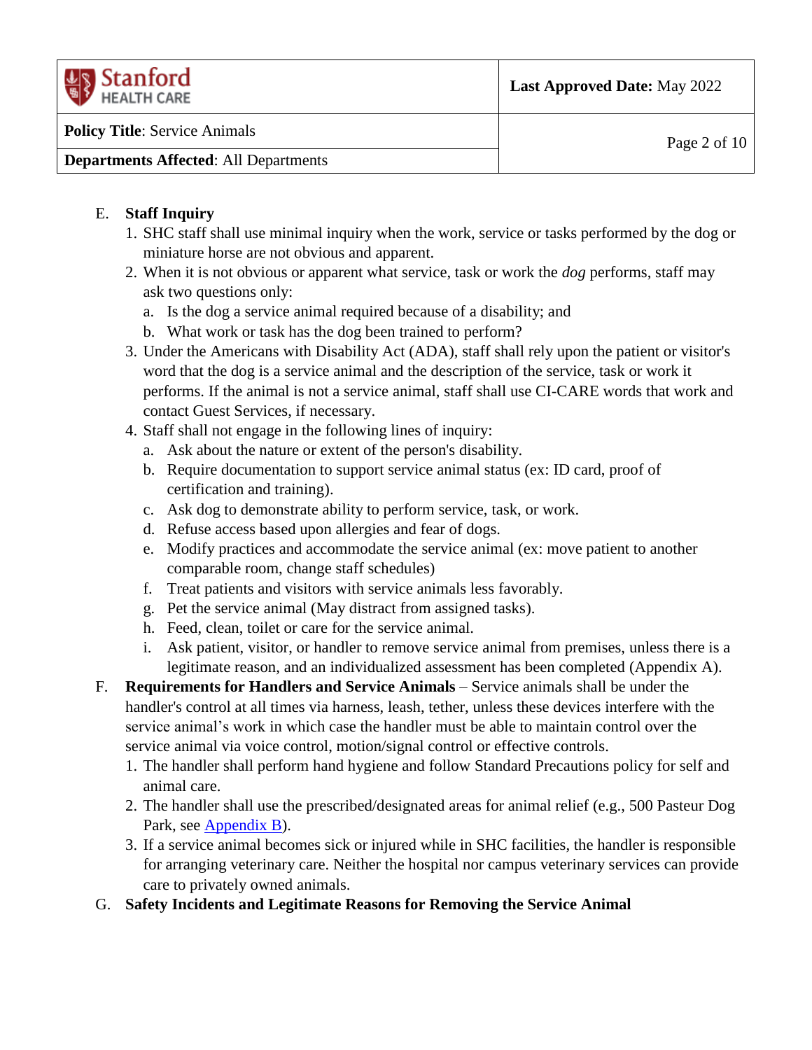E. **Staff Inquiry**

1. SHC staff shall use minimal inquiry when the work, service or tasks performed by the dog or miniature horse are not obvious and apparent.
2. When it is not obvious or apparent what service, task or work the *dog* performs, staff may ask two questions only:
   a. Is the dog a service animal required because of a disability; and
   b. What work or task has the dog been trained to perform?
3. Under the Americans with Disability Act (ADA), staff shall rely upon the patient or visitor's word that the dog is a service animal and the description of the service, task or work it performs. If the animal is not a service animal, staff shall use CI-CARE words that work and contact Guest Services, if necessary.
4. Staff shall not engage in the following lines of inquiry:
   a. Ask about the nature or extent of the person's disability.
   b. Require documentation to support service animal status (ex: ID card, proof of certification and training).
   c. Ask dog to demonstrate ability to perform service, task, or work.
   d. Refuse access based upon allergies and fear of dogs.
   e. Modify practices and accommodate the service animal (ex: move patient to another comparable room, change staff schedules)
   f. Treat patients and visitors with service animals less favorably.
   g. Pet the service animal (May distract from assigned tasks).
   h. Feed, clean, toilet or care for the service animal.
   i. Ask patient, visitor, or handler to remove service animal from premises, unless there is a legitimate reason, and an individualized assessment has been completed (Appendix A).

F. **Requirements for Handlers and Service Animals** – Service animals shall be under the handler's control at all times via harness, leash, tether, unless these devices interfere with the service animal's work in which case the handler must be able to maintain control over the service animal via voice control, motion/signal control or effective controls.

1. The handler shall perform hand hygiene and follow Standard Precautions policy for self and animal care.
2. The handler shall use the prescribed/designated areas for animal relief (e.g., 500 Pasteur Dog Park, see Appendix B).
3. If a service animal becomes sick or injured while in SHC facilities, the handler is responsible for arranging veterinary care. Neither the hospital nor campus veterinary services can provide care to privately owned animals.

G. **Safety Incidents and Legitimate Reasons for Removing the Service Animal**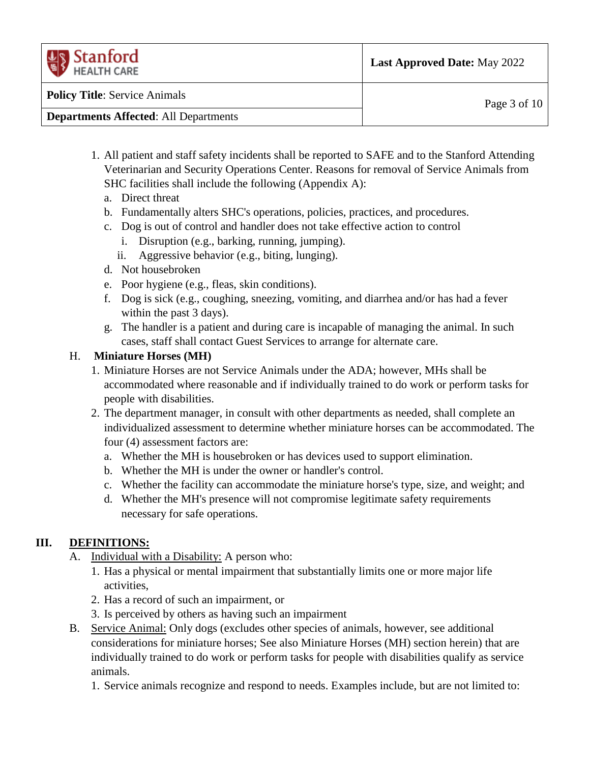1. All patient and staff safety incidents shall be reported to SAFE and to the Stanford Attending Veterinarian and Security Operations Center. Reasons for removal of Service Animals from SHC facilities shall include the following (Appendix A):
   a. Direct threat
   b. Fundamentally alters SHC's operations, policies, practices, and procedures.
   c. Dog is out of control and handler does not take effective action to control
      i. Disruption (e.g., barking, running, jumping).
      ii. Aggressive behavior (e.g., biting, lunging).
   d. Not housebroken
   e. Poor hygiene (e.g., fleas, skin conditions).
   f. Dog is sick (e.g., coughing, sneezing, vomiting, and diarrhea and/or has had a fever within the past 3 days).
   g. The handler is a patient and during care is incapable of managing the animal. In such cases, staff shall contact Guest Services to arrange for alternate care.

H. **Miniature Horses (MH)**

1. Miniature Horses are not Service Animals under the ADA; however, MHs shall be accommodated where reasonable and if individually trained to do work or perform tasks for people with disabilities.
2. The department manager, in consult with other departments as needed, shall complete an individualized assessment to determine whether miniature horses can be accommodated. The four (4) assessment factors are:
   a. Whether the MH is housebroken or has devices used to support elimination.
   b. Whether the MH is under the owner or handler's control.
   c. Whether the facility can accommodate the miniature horse's type, size, and weight; and
   d. Whether the MH's presence will not compromise legitimate safety requirements necessary for safe operations.

## III. DEFINITIONS:

A. Individual with a Disability: A person who:

1. Has a physical or mental impairment that substantially limits one or more major life activities,
2. Has a record of such an impairment, or
3. Is perceived by others as having such an impairment

B. Service Animal: Only dogs (excludes other species of animals, however, see additional considerations for miniature horses; See also Miniature Horses (MH) section herein) that are individually trained to do work or perform tasks for people with disabilities qualify as service animals.

1. Service animals recognize and respond to needs. Examples include, but are not limited to: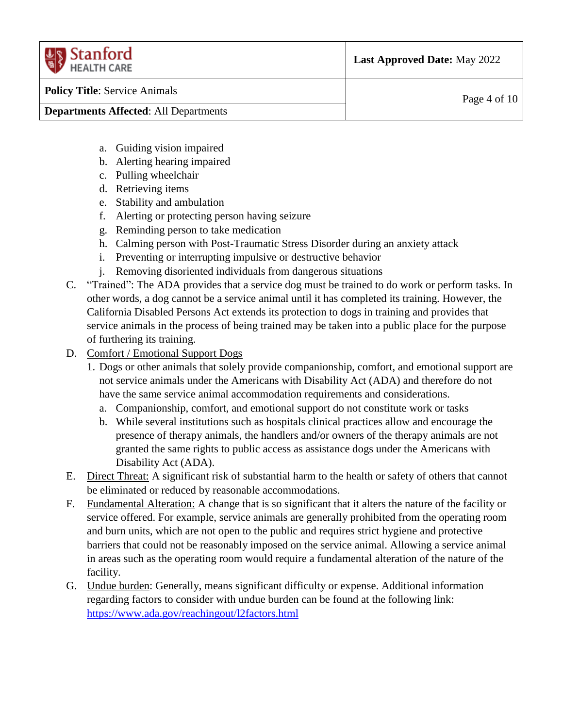a. Guiding vision impaired
   b. Alerting hearing impaired
   c. Pulling wheelchair
   d. Retrieving items
   e. Stability and ambulation
   f. Alerting or protecting person having seizure
   g. Reminding person to take medication
   h. Calming person with Post-Traumatic Stress Disorder during an anxiety attack
   i. Preventing or interrupting impulsive or destructive behavior
   j. Removing disoriented individuals from dangerous situations

C. <u>"Trained":</u> The ADA provides that a service dog must be trained to do work or perform tasks. In other words, a dog cannot be a service animal until it has completed its training. However, the California Disabled Persons Act extends its protection to dogs in training and provides that service animals in the process of being trained may be taken into a public place for the purpose of furthering its training.

D. <u>Comfort / Emotional Support Dogs</u>
   1. Dogs or other animals that solely provide companionship, comfort, and emotional support are not service animals under the Americans with Disability Act (ADA) and therefore do not have the same service animal accommodation requirements and considerations.
      a. Companionship, comfort, and emotional support do not constitute work or tasks
      b. While several institutions such as hospitals clinical practices allow and encourage the presence of therapy animals, the handlers and/or owners of the therapy animals are not granted the same rights to public access as assistance dogs under the Americans with Disability Act (ADA).

E. <u>Direct Threat:</u> A significant risk of substantial harm to the health or safety of others that cannot be eliminated or reduced by reasonable accommodations.

F. <u>Fundamental Alteration:</u> A change that is so significant that it alters the nature of the facility or service offered. For example, service animals are generally prohibited from the operating room and burn units, which are not open to the public and requires strict hygiene and protective barriers that could not be reasonably imposed on the service animal. Allowing a service animal in areas such as the operating room would require a fundamental alteration of the nature of the facility.

G. <u>Undue burden</u>: Generally, means significant difficulty or expense. Additional information regarding factors to consider with undue burden can be found at the following link: [https://www.ada.gov/reachingout/l2factors.html](https://www.ada.gov/reachingout/l2factors.html)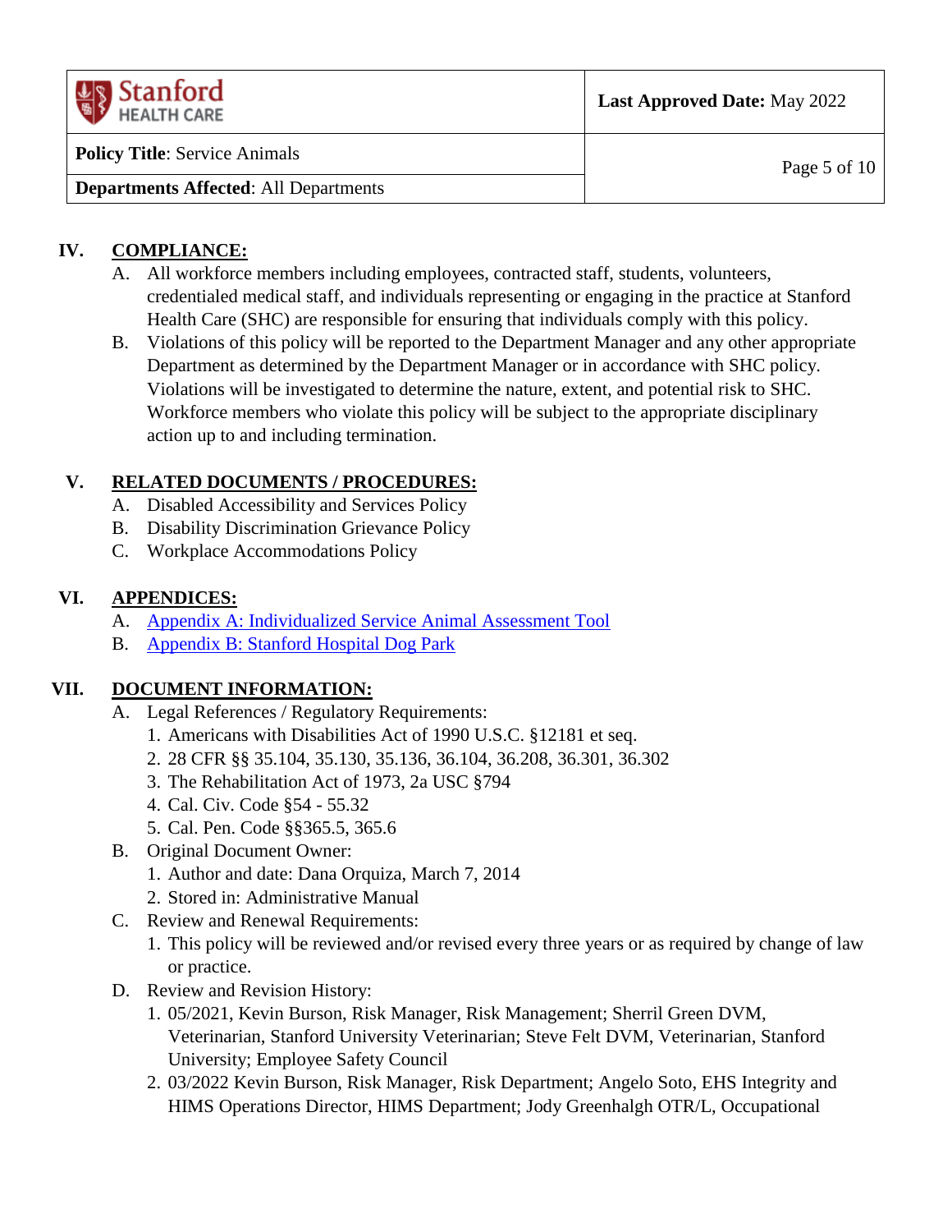## IV. COMPLIANCE:

A. All workforce members including employees, contracted staff, students, volunteers, credentialed medical staff, and individuals representing or engaging in the practice at Stanford Health Care (SHC) are responsible for ensuring that individuals comply with this policy.

B. Violations of this policy will be reported to the Department Manager and any other appropriate Department as determined by the Department Manager or in accordance with SHC policy. Violations will be investigated to determine the nature, extent, and potential risk to SHC. Workforce members who violate this policy will be subject to the appropriate disciplinary action up to and including termination.

## V. RELATED DOCUMENTS / PROCEDURES:

A. Disabled Accessibility and Services Policy

B. Disability Discrimination Grievance Policy

C. Workplace Accommodations Policy

## VI. APPENDICES:

A. Appendix A: Individualized Service Animal Assessment Tool

B. Appendix B: Stanford Hospital Dog Park

## VII. DOCUMENT INFORMATION:

A. Legal References / Regulatory Requirements:
   1. Americans with Disabilities Act of 1990 U.S.C. §12181 et seq.
   2. 28 CFR §§ 35.104, 35.130, 35.136, 36.104, 36.208, 36.301, 36.302
   3. The Rehabilitation Act of 1973, 2a USC §794
   4. Cal. Civ. Code §54 - 55.32
   5. Cal. Pen. Code §§365.5, 365.6

B. Original Document Owner:
   1. Author and date: Dana Orquiza, March 7, 2014
   2. Stored in: Administrative Manual

C. Review and Renewal Requirements:
   1. This policy will be reviewed and/or revised every three years or as required by change of law or practice.

D. Review and Revision History:
   1. 05/2021, Kevin Burson, Risk Manager, Risk Management; Sherril Green DVM, Veterinarian, Stanford University Veterinarian; Steve Felt DVM, Veterinarian, Stanford University; Employee Safety Council
   2. 03/2022 Kevin Burson, Risk Manager, Risk Department; Angelo Soto, EHS Integrity and HIMS Operations Director, HIMS Department; Jody Greenhalgh OTR/L, Occupational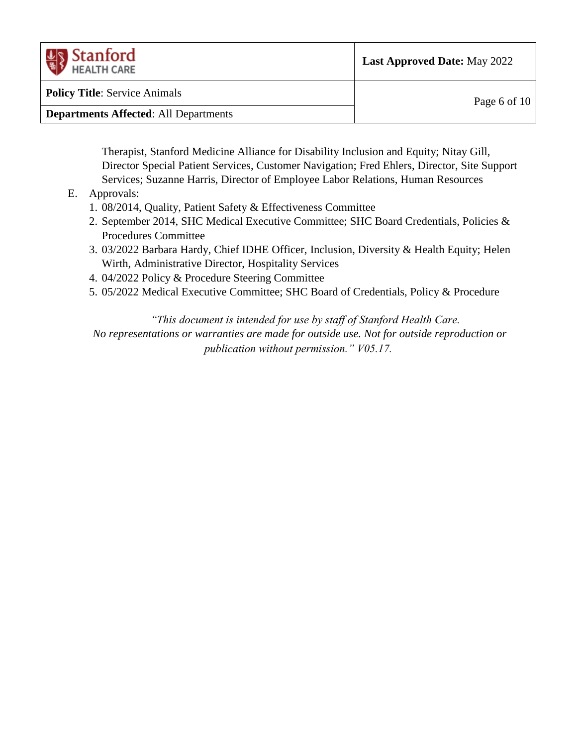Therapist, Stanford Medicine Alliance for Disability Inclusion and Equity; Nitay Gill, Director Special Patient Services, Customer Navigation; Fred Ehlers, Director, Site Support Services; Suzanne Harris, Director of Employee Labor Relations, Human Resources

E. Approvals:
   1. 08/2014, Quality, Patient Safety & Effectiveness Committee
   2. September 2014, SHC Medical Executive Committee; SHC Board Credentials, Policies & Procedures Committee
   3. 03/2022 Barbara Hardy, Chief IDHE Officer, Inclusion, Diversity & Health Equity; Helen Wirth, Administrative Director, Hospitality Services
   4. 04/2022 Policy & Procedure Steering Committee
   5. 05/2022 Medical Executive Committee; SHC Board of Credentials, Policy & Procedure

*"This document is intended for use by staff of Stanford Health Care. No representations or warranties are made for outside use. Not for outside reproduction or publication without permission." V05.17.*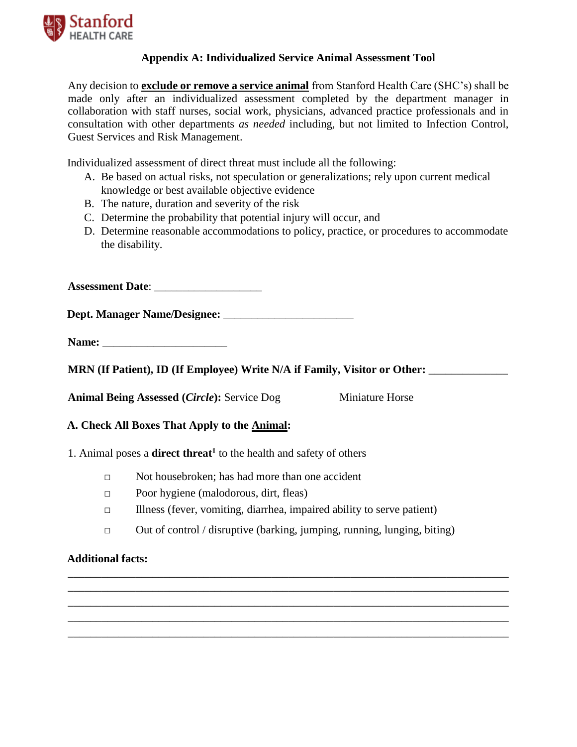## Appendix A: Individualized Service Animal Assessment Tool

Any decision to **exclude or remove a service animal** from Stanford Health Care (SHC's) shall be made only after an individualized assessment completed by the department manager in collaboration with staff nurses, social work, physicians, advanced practice professionals and in consultation with other departments *as needed* including, but not limited to Infection Control, Guest Services and Risk Management.

Individualized assessment of direct threat must include all the following:

A. Be based on actual risks, not speculation or generalizations; rely upon current medical knowledge or best available objective evidence
B. The nature, duration and severity of the risk
C. Determine the probability that potential injury will occur, and
D. Determine reasonable accommodations to policy, practice, or procedures to accommodate the disability.

**Assessment Date**: ___________________

**Dept. Manager Name/Designee:** ______________________

**Name:** ______________________

**MRN (If Patient), ID (If Employee) Write N/A if Family, Visitor or Other:** ______________

**Animal Being Assessed (*Circle*):** Service Dog          Miniature Horse

**A. Check All Boxes That Apply to the Animal:**

1. Animal poses a **direct threat**[1] to the health and safety of others

- □ Not housebroken; has had more than one accident
- □ Poor hygiene (malodorous, dirt, fleas)
- □ Illness (fever, vomiting, diarrhea, impaired ability to serve patient)
- □ Out of control / disruptive (barking, jumping, running, lunging, biting)

**Additional facts:**

___________________________________________________________________________
___________________________________________________________________________
___________________________________________________________________________
___________________________________________________________________________
___________________________________________________________________________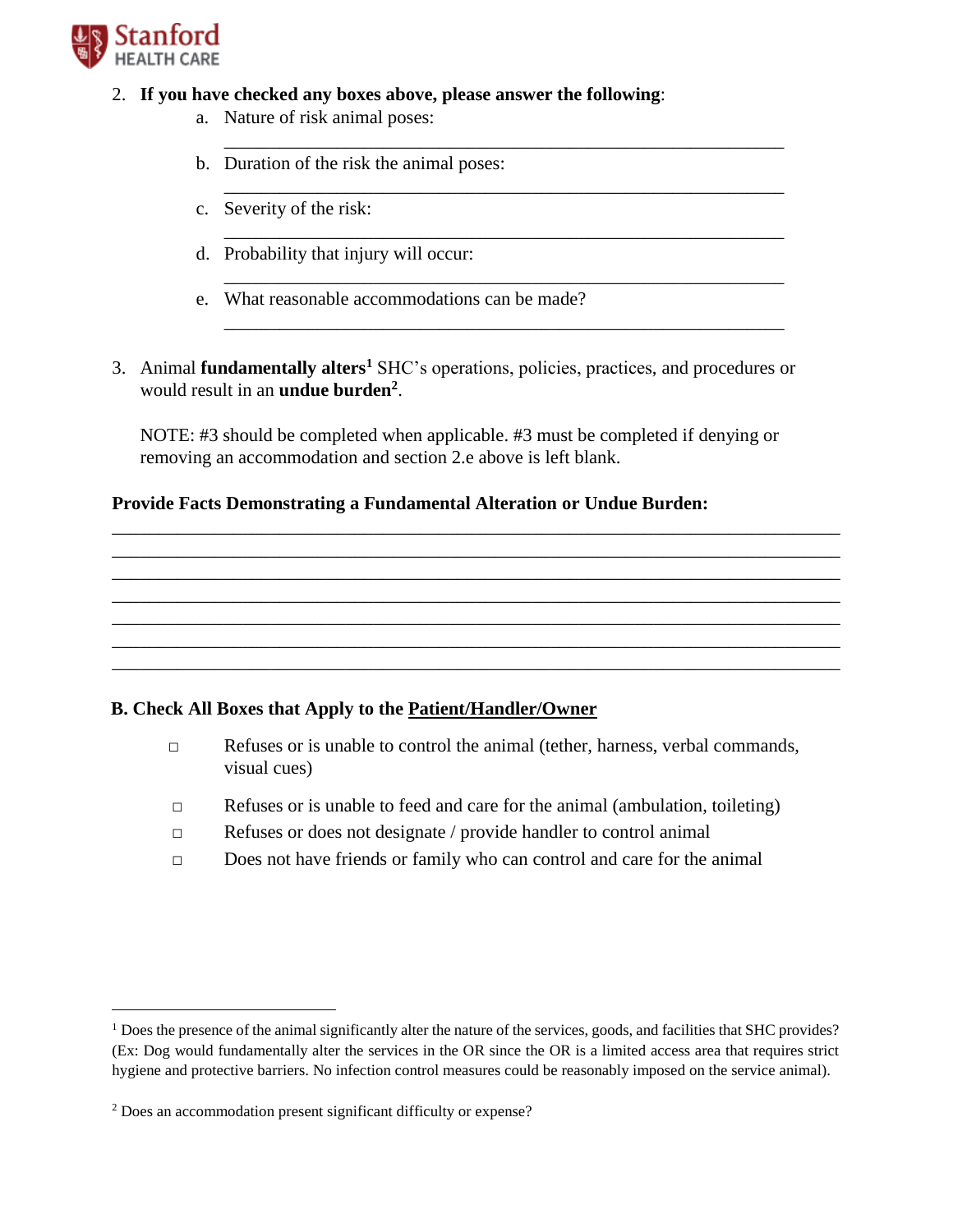2. **If you have checked any boxes above, please answer the following**:
    a. Nature of risk animal poses:
    \_\_\_\_\_\_\_\_\_\_\_\_\_\_\_\_\_\_\_\_\_\_\_\_\_\_\_\_\_\_\_\_\_\_\_\_\_\_\_\_\_\_\_\_\_\_\_\_\_\_\_\_
    b. Duration of the risk the animal poses:
    \_\_\_\_\_\_\_\_\_\_\_\_\_\_\_\_\_\_\_\_\_\_\_\_\_\_\_\_\_\_\_\_\_\_\_\_\_\_\_\_\_\_\_\_\_\_\_\_\_\_\_\_
    c. Severity of the risk:
    \_\_\_\_\_\_\_\_\_\_\_\_\_\_\_\_\_\_\_\_\_\_\_\_\_\_\_\_\_\_\_\_\_\_\_\_\_\_\_\_\_\_\_\_\_\_\_\_\_\_\_\_
    d. Probability that injury will occur:
    \_\_\_\_\_\_\_\_\_\_\_\_\_\_\_\_\_\_\_\_\_\_\_\_\_\_\_\_\_\_\_\_\_\_\_\_\_\_\_\_\_\_\_\_\_\_\_\_\_\_\_\_
    e. What reasonable accommodations can be made?
    \_\_\_\_\_\_\_\_\_\_\_\_\_\_\_\_\_\_\_\_\_\_\_\_\_\_\_\_\_\_\_\_\_\_\_\_\_\_\_\_\_\_\_\_\_\_\_\_\_\_\_\_

3. Animal **fundamentally alters**[1] SHC's operations, policies, practices, and procedures or would result in an **undue burden**[2].

    NOTE: #3 should be completed when applicable. #3 must be completed if denying or removing an accommodation and section 2.e above is left blank.

**Provide Facts Demonstrating a Fundamental Alteration or Undue Burden:**

\_\_\_\_\_\_\_\_\_\_\_\_\_\_\_\_\_\_\_\_\_\_\_\_\_\_\_\_\_\_\_\_\_\_\_\_\_\_\_\_\_\_\_\_\_\_\_\_\_\_\_\_\_\_\_\_\_\_\_\_\_\_\_\_\_\_

\_\_\_\_\_\_\_\_\_\_\_\_\_\_\_\_\_\_\_\_\_\_\_\_\_\_\_\_\_\_\_\_\_\_\_\_\_\_\_\_\_\_\_\_\_\_\_\_\_\_\_\_\_\_\_\_\_\_\_\_\_\_\_\_\_\_

\_\_\_\_\_\_\_\_\_\_\_\_\_\_\_\_\_\_\_\_\_\_\_\_\_\_\_\_\_\_\_\_\_\_\_\_\_\_\_\_\_\_\_\_\_\_\_\_\_\_\_\_\_\_\_\_\_\_\_\_\_\_\_\_\_\_

\_\_\_\_\_\_\_\_\_\_\_\_\_\_\_\_\_\_\_\_\_\_\_\_\_\_\_\_\_\_\_\_\_\_\_\_\_\_\_\_\_\_\_\_\_\_\_\_\_\_\_\_\_\_\_\_\_\_\_\_\_\_\_\_\_\_

\_\_\_\_\_\_\_\_\_\_\_\_\_\_\_\_\_\_\_\_\_\_\_\_\_\_\_\_\_\_\_\_\_\_\_\_\_\_\_\_\_\_\_\_\_\_\_\_\_\_\_\_\_\_\_\_\_\_\_\_\_\_\_\_\_\_

\_\_\_\_\_\_\_\_\_\_\_\_\_\_\_\_\_\_\_\_\_\_\_\_\_\_\_\_\_\_\_\_\_\_\_\_\_\_\_\_\_\_\_\_\_\_\_\_\_\_\_\_\_\_\_\_\_\_\_\_\_\_\_\_\_\_

\_\_\_\_\_\_\_\_\_\_\_\_\_\_\_\_\_\_\_\_\_\_\_\_\_\_\_\_\_\_\_\_\_\_\_\_\_\_\_\_\_\_\_\_\_\_\_\_\_\_\_\_\_\_\_\_\_\_\_\_\_\_\_\_\_\_

### B. Check All Boxes that Apply to the Patient/Handler/Owner

- ☐ Refuses or is unable to control the animal (tether, harness, verbal commands, visual cues)
- ☐ Refuses or is unable to feed and care for the animal (ambulation, toileting)
- ☐ Refuses or does not designate / provide handler to control animal
- ☐ Does not have friends or family who can control and care for the animal

---

[1] Does the presence of the animal significantly alter the nature of the services, goods, and facilities that SHC provides? (Ex: Dog would fundamentally alter the services in the OR since the OR is a limited access area that requires strict hygiene and protective barriers. No infection control measures could be reasonably imposed on the service animal).

[2] Does an accommodation present significant difficulty or expense?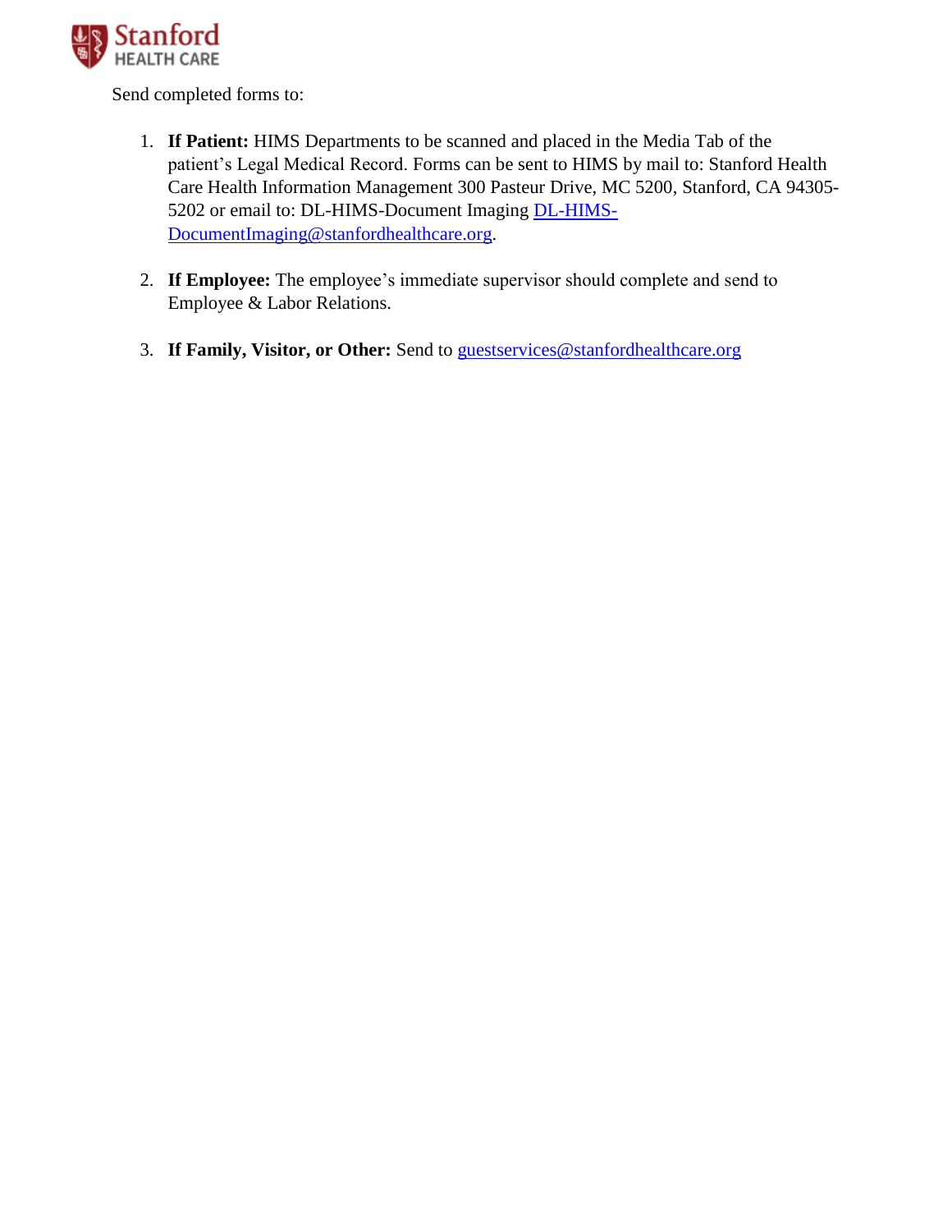Send completed forms to:

1. **If Patient:** HIMS Departments to be scanned and placed in the Media Tab of the patient's Legal Medical Record. Forms can be sent to HIMS by mail to: Stanford Health Care Health Information Management 300 Pasteur Drive, MC 5200, Stanford, CA 94305-5202 or email to: DL-HIMS-Document Imaging DL-HIMS-DocumentImaging@stanfordhealthcare.org.

2. **If Employee:** The employee's immediate supervisor should complete and send to Employee & Labor Relations.

3. **If Family, Visitor, or Other:** Send to guestservices@stanfordhealthcare.org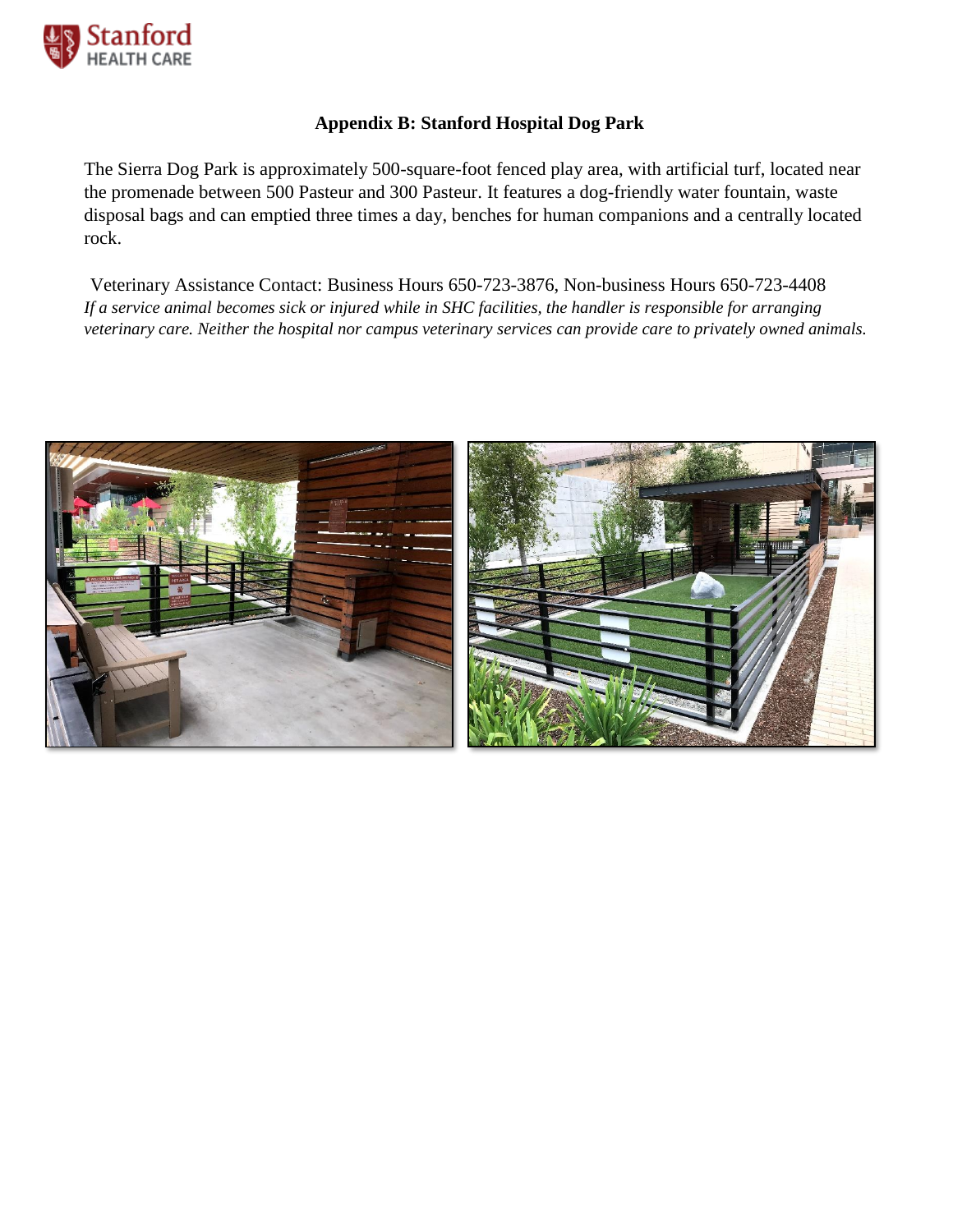## Appendix B: Stanford Hospital Dog Park

The Sierra Dog Park is approximately 500-square-foot fenced play area, with artificial turf, located near the promenade between 500 Pasteur and 300 Pasteur. It features a dog-friendly water fountain, waste disposal bags and can emptied three times a day, benches for human companions and a centrally located rock.

Veterinary Assistance Contact: Business Hours 650-723-3876, Non-business Hours 650-723-4408
*If a service animal becomes sick or injured while in SHC facilities, the handler is responsible for arranging veterinary care. Neither the hospital nor campus veterinary services can provide care to privately owned animals.*